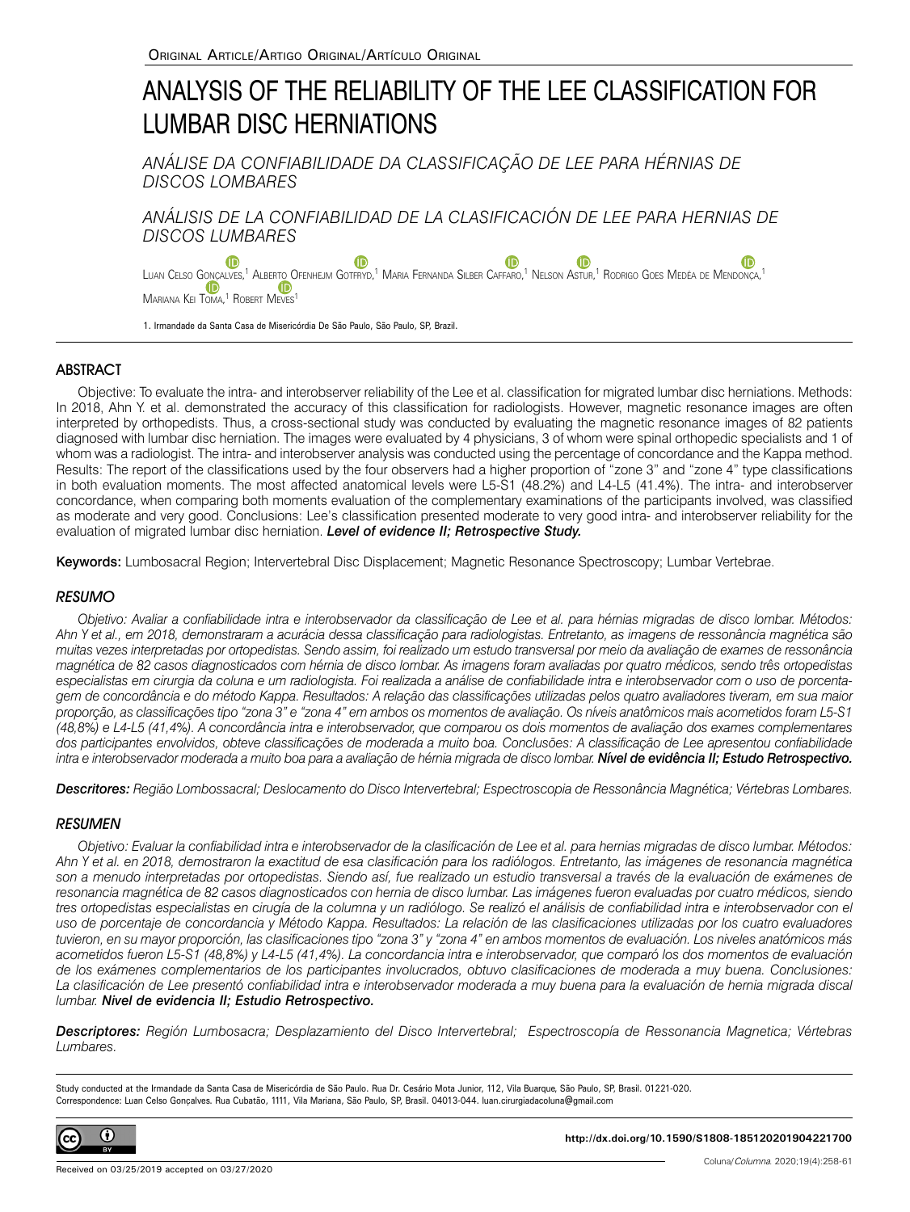Original Article/Artigo Original/Artículo Original

# ANALYSIS OF THE RELIABILITY OF THE LEE CLASSIFICATION FOR LUMBAR DISC HERNIATIONS

## *ANÁLISE DA CONFIABILIDADE DA CLASSIFICAÇÃO DE LEE PARA HÉRNIAS DE DISCOS LOMBARES*

## *ANÁLISIS DE LA CONFIABILIDAD DE LA CLASIFICACIÓN DE LEE PARA HERNIAS DE DISCOS LUMBARES*

Luan Celso Gonçalves,[1] Alberto Ofenhejm Gotfryd,[1] Maria Fernanda Silber Caffaro,[1] Nelson Astur,[1] Rodrigo Goes Medéa de Mendonça,[1] Mariana Kei Toma,[1] Robert Meves[1]

1. Irmandade da Santa Casa de Misericórdia De São Paulo, São Paulo, SP, Brazil.

## ABSTRACT

Objective: To evaluate the intra- and interobserver reliability of the Lee et al. classification for migrated lumbar disc herniations. Methods: In 2018, Ahn Y. et al. demonstrated the accuracy of this classification for radiologists. However, magnetic resonance images are often interpreted by orthopedists. Thus, a cross-sectional study was conducted by evaluating the magnetic resonance images of 82 patients diagnosed with lumbar disc herniation. The images were evaluated by 4 physicians, 3 of whom were spinal orthopedic specialists and 1 of whom was a radiologist. The intra- and interobserver analysis was conducted using the percentage of concordance and the Kappa method. Results: The report of the classifications used by the four observers had a higher proportion of "zone 3" and "zone 4" type classifications in both evaluation moments. The most affected anatomical levels were L5-S1 (48.2%) and L4-L5 (41.4%). The intra- and interobserver concordance, when comparing both moments evaluation of the complementary examinations of the participants involved, was classified as moderate and very good. Conclusions: Lee's classification presented moderate to very good intra- and interobserver reliability for the evaluation of migrated lumbar disc herniation. ***Level of evidence II; Retrospective Study.***

**Keywords:** Lumbosacral Region; Intervertebral Disc Displacement; Magnetic Resonance Spectroscopy; Lumbar Vertebrae.

## *RESUMO*

*Objetivo: Avaliar a confiabilidade intra e interobservador da classificação de Lee et al. para hérnias migradas de disco lombar. Métodos: Ahn Y et al., em 2018, demonstraram a acurácia dessa classificação para radiologistas. Entretanto, as imagens de ressonância magnética são muitas vezes interpretadas por ortopedistas. Sendo assim, foi realizado um estudo transversal por meio da avaliação de exames de ressonância magnética de 82 casos diagnosticados com hérnia de disco lombar. As imagens foram avaliadas por quatro médicos, sendo três ortopedistas especialistas em cirurgia da coluna e um radiologista. Foi realizada a análise de confiabilidade intra e interobservador com o uso de porcentagem de concordância e do método Kappa. Resultados: A relação das classificações utilizadas pelos quatro avaliadores tiveram, em sua maior proporção, as classificações tipo "zona 3" e "zona 4" em ambos os momentos de avaliação. Os níveis anatômicos mais acometidos foram L5-S1 (48,8%) e L4-L5 (41,4%). A concordância intra e interobservador, que comparou os dois momentos de avaliação dos exames complementares dos participantes envolvidos, obteve classificações de moderada a muito boa. Conclusões: A classificação de Lee apresentou confiabilidade intra e interobservador moderada a muito boa para a avaliação de hérnia migrada de disco lombar.* ***Nível de evidência II; Estudo Retrospectivo.***

***Descritores:*** *Região Lombossacral; Deslocamento do Disco Intervertebral; Espectroscopia de Ressonância Magnética; Vértebras Lombares.*

## *RESUMEN*

*Objetivo: Evaluar la confiabilidad intra e interobservador de la clasificación de Lee et al. para hernias migradas de disco lumbar. Métodos: Ahn Y et al. en 2018, demostraron la exactitud de esa clasificación para los radiólogos. Entretanto, las imágenes de resonancia magnética son a menudo interpretadas por ortopedistas. Siendo así, fue realizado un estudio transversal a través de la evaluación de exámenes de resonancia magnética de 82 casos diagnosticados con hernia de disco lumbar. Las imágenes fueron evaluadas por cuatro médicos, siendo tres ortopedistas especialistas en cirugía de la columna y un radiólogo. Se realizó el análisis de confiabilidad intra e interobservador con el uso de porcentaje de concordancia y Método Kappa. Resultados: La relación de las clasificaciones utilizadas por los cuatro evaluadores tuvieron, en su mayor proporción, las clasificaciones tipo "zona 3" y "zona 4" en ambos momentos de evaluación. Los niveles anatómicos más acometidos fueron L5-S1 (48,8%) y L4-L5 (41,4%). La concordancia intra e interobservador, que comparó los dos momentos de evaluación de los exámenes complementarios de los participantes involucrados, obtuvo clasificaciones de moderada a muy buena. Conclusiones: La clasificación de Lee presentó confiabilidad intra e interobservador moderada a muy buena para la evaluación de hernia migrada discal lumbar.* ***Nivel de evidencia II; Estudio Retrospectivo.***

***Descriptores:*** *Región Lumbosacra; Desplazamiento del Disco Intervertebral; Espectroscopía de Ressonancia Magnetica; Vértebras Lumbares.*

Study conducted at the Irmandade da Santa Casa de Misericórdia de São Paulo. Rua Dr. Cesário Mota Junior, 112, Vila Buarque, São Paulo, SP, Brasil. 01221-020.
Correspondence: Luan Celso Gonçalves. Rua Cubatão, 1111, Vila Mariana, São Paulo, SP, Brasil. 04013-044. luan.cirurgiadacoluna@gmail.com

http://dx.doi.org/10.1590/S1808-185120201904221700

Received on 03/25/2019 accepted on 03/27/2020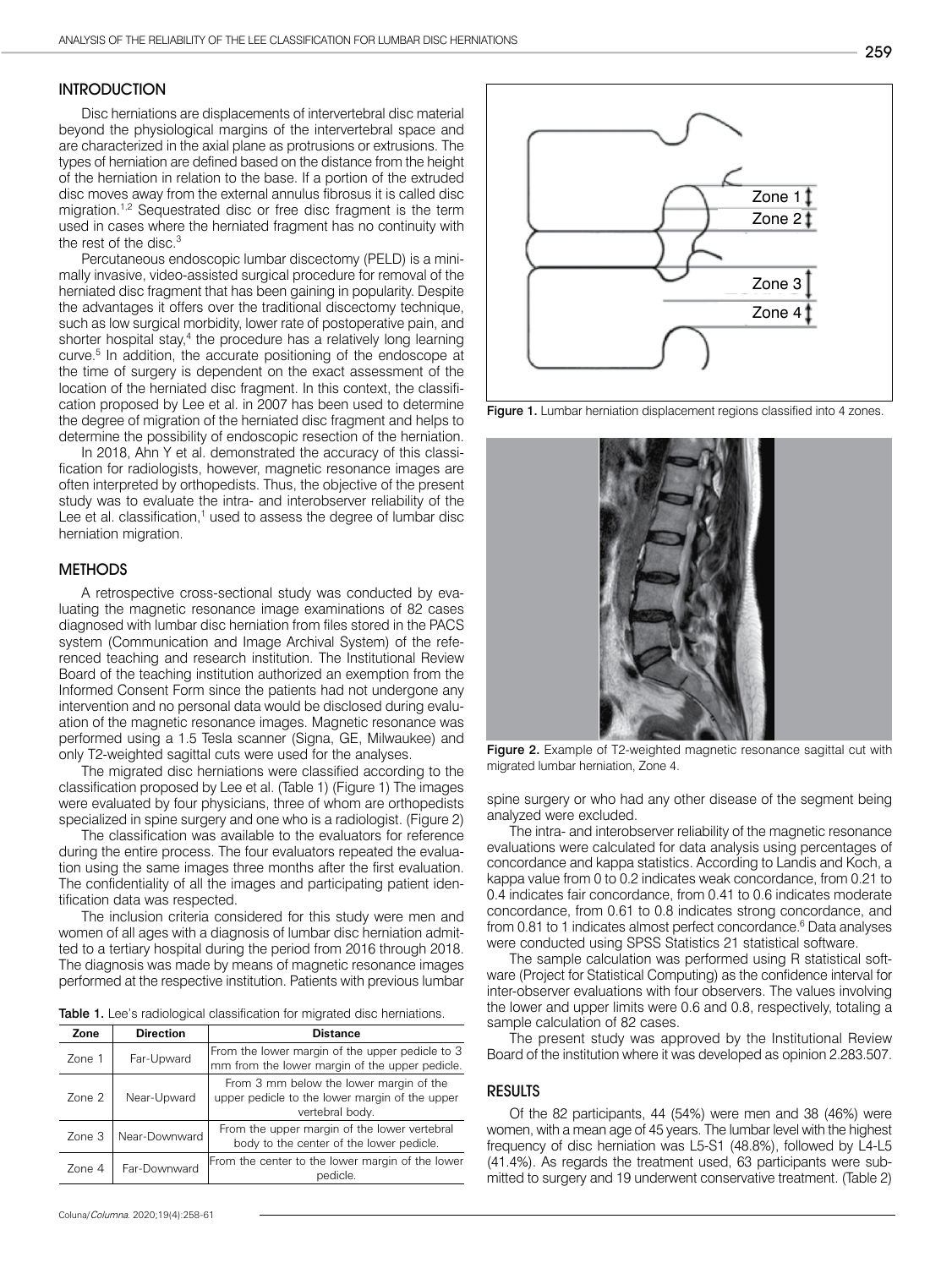## INTRODUCTION

Disc herniations are displacements of intervertebral disc material beyond the physiological margins of the intervertebral space and are characterized in the axial plane as protrusions or extrusions. The types of herniation are defined based on the distance from the height of the herniation in relation to the base. If a portion of the extruded disc moves away from the external annulus fibrosus it is called disc migration.[1,2] Sequestrated disc or free disc fragment is the term used in cases where the herniated fragment has no continuity with the rest of the disc.[3]

Percutaneous endoscopic lumbar discectomy (PELD) is a minimally invasive, video-assisted surgical procedure for removal of the herniated disc fragment that has been gaining in popularity. Despite the advantages it offers over the traditional discectomy technique, such as low surgical morbidity, lower rate of postoperative pain, and shorter hospital stay,[4] the procedure has a relatively long learning curve.[5] In addition, the accurate positioning of the endoscope at the time of surgery is dependent on the exact assessment of the location of the herniated disc fragment. In this context, the classification proposed by Lee et al. in 2007 has been used to determine the degree of migration of the herniated disc fragment and helps to determine the possibility of endoscopic resection of the herniation.

In 2018, Ahn Y et al. demonstrated the accuracy of this classification for radiologists, however, magnetic resonance images are often interpreted by orthopedists. Thus, the objective of the present study was to evaluate the intra- and interobserver reliability of the Lee et al. classification,[1] used to assess the degree of lumbar disc herniation migration.

## METHODS

A retrospective cross-sectional study was conducted by evaluating the magnetic resonance image examinations of 82 cases diagnosed with lumbar disc herniation from files stored in the PACS system (Communication and Image Archival System) of the referenced teaching and research institution. The Institutional Review Board of the teaching institution authorized an exemption from the Informed Consent Form since the patients had not undergone any intervention and no personal data would be disclosed during evaluation of the magnetic resonance images. Magnetic resonance was performed using a 1.5 Tesla scanner (Signa, GE, Milwaukee) and only T2-weighted sagittal cuts were used for the analyses.

The migrated disc herniations were classified according to the classification proposed by Lee et al. (Table 1) (Figure 1) The images were evaluated by four physicians, three of whom are orthopedists specialized in spine surgery and one who is a radiologist. (Figure 2)

The classification was available to the evaluators for reference during the entire process. The four evaluators repeated the evaluation using the same images three months after the first evaluation. The confidentiality of all the images and participating patient identification data was respected.

The inclusion criteria considered for this study were men and women of all ages with a diagnosis of lumbar disc herniation admitted to a tertiary hospital during the period from 2016 through 2018. The diagnosis was made by means of magnetic resonance images performed at the respective institution. Patients with previous lumbar spine surgery or who had any other disease of the segment being analyzed were excluded.

**Table 1.** Lee's radiological classification for migrated disc herniations.

| Zone | Direction | Distance |
|---|---|---|
| Zone 1 | Far-Upward | From the lower margin of the upper pedicle to 3 mm from the lower margin of the upper pedicle. |
| Zone 2 | Near-Upward | From 3 mm below the lower margin of the upper pedicle to the lower margin of the upper vertebral body. |
| Zone 3 | Near-Downward | From the upper margin of the lower vertebral body to the center of the lower pedicle. |
| Zone 4 | Far-Downward | From the center to the lower margin of the lower pedicle. |

Zone 1
Zone 2
Zone 3
Zone 4

**Figure 1.** Lumbar herniation displacement regions classified into 4 zones.

**Figure 2.** Example of T2-weighted magnetic resonance sagittal cut with migrated lumbar herniation, Zone 4.

The intra- and interobserver reliability of the magnetic resonance evaluations were calculated for data analysis using percentages of concordance and kappa statistics. According to Landis and Koch, a kappa value from 0 to 0.2 indicates weak concordance, from 0.21 to 0.4 indicates fair concordance, from 0.41 to 0.6 indicates moderate concordance, from 0.61 to 0.8 indicates strong concordance, and from 0.81 to 1 indicates almost perfect concordance.[6] Data analyses were conducted using SPSS Statistics 21 statistical software.

The sample calculation was performed using R statistical software (Project for Statistical Computing) as the confidence interval for inter-observer evaluations with four observers. The values involving the lower and upper limits were 0.6 and 0.8, respectively, totaling a sample calculation of 82 cases.

The present study was approved by the Institutional Review Board of the institution where it was developed as opinion 2.283.507.

## RESULTS

Of the 82 participants, 44 (54%) were men and 38 (46%) were women, with a mean age of 45 years. The lumbar level with the highest frequency of disc herniation was L5-S1 (48.8%), followed by L4-L5 (41.4%). As regards the treatment used, 63 participants were submitted to surgery and 19 underwent conservative treatment. (Table 2)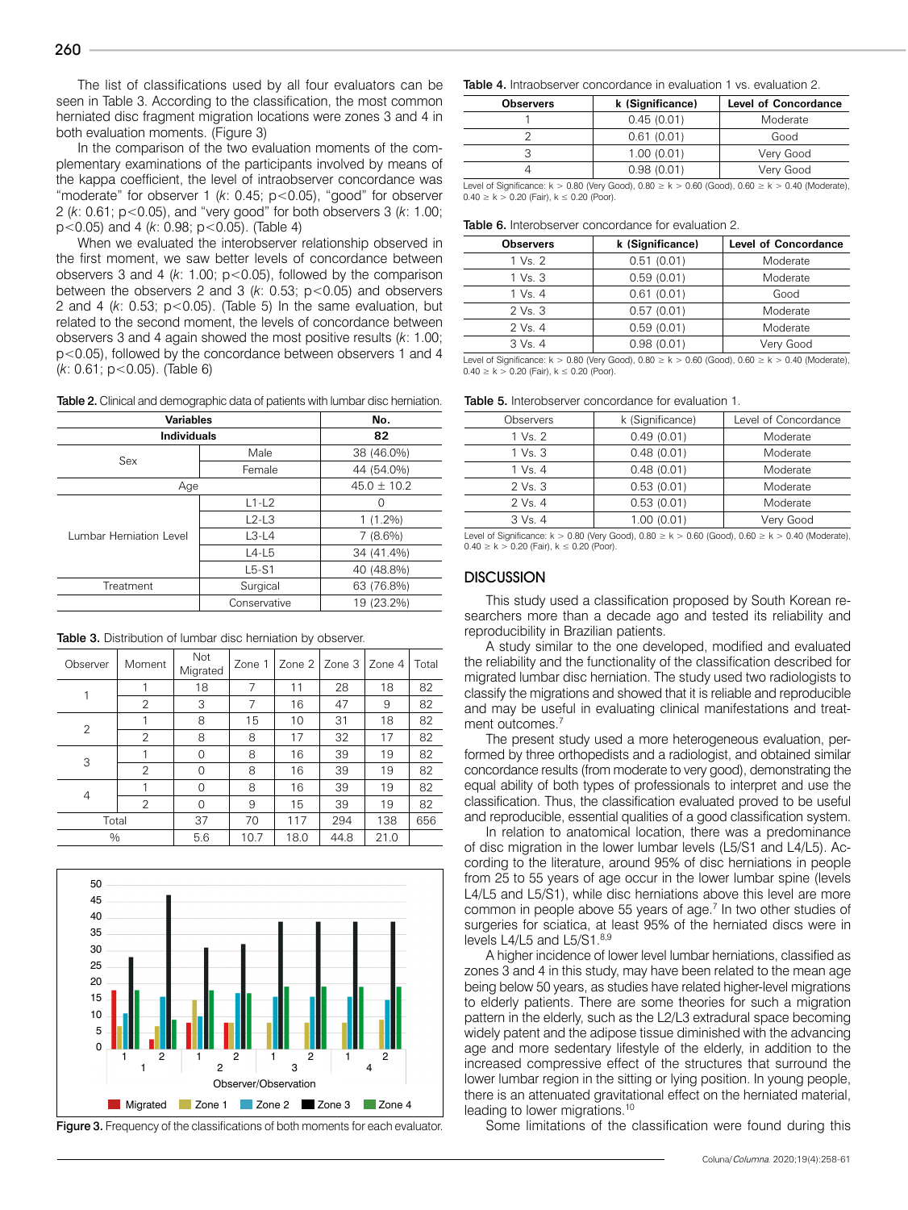The list of classifications used by all four evaluators can be seen in Table 3. According to the classification, the most common herniated disc fragment migration locations were zones 3 and 4 in both evaluation moments. (Figure 3)

In the comparison of the two evaluation moments of the complementary examinations of the participants involved by means of the kappa coefficient, the level of intraobserver concordance was "moderate" for observer 1 (*k*: 0.45; $p<0.05$), "good" for observer 2 (*k*: 0.61; $p<0.05$), and "very good" for both observers 3 (*k*: 1.00; $p<0.05$) and 4 (*k*: 0.98; $p<0.05$). (Table 4)

When we evaluated the interobserver relationship observed in the first moment, we saw better levels of concordance between observers 3 and 4 (*k*: 1.00; $p<0.05$), followed by the comparison between the observers 2 and 3 (*k*: 0.53; $p<0.05$) and observers 2 and 4 (*k*: 0.53; $p<0.05$). (Table 5) In the same evaluation, but related to the second moment, the levels of concordance between observers 3 and 4 again showed the most positive results (*k*: 1.00; $p<0.05$), followed by the concordance between observers 1 and 4 (*k*: 0.61; $p<0.05$). (Table 6)

**Table 2.** Clinical and demographic data of patients with lumbar disc herniation.

| Variables | | No. |
|---|---|---|
| Individuals | | 82 |
| Sex | Male | 38 (46.0%) |
| | Female | 44 (54.0%) |
| Age | | 45.0 ± 10.2 |
| Lumbar Herniation Level | L1-L2 | 0 |
| | L2-L3 | 1 (1.2%) |
| | L3-L4 | 7 (8.6%) |
| | L4-L5 | 34 (41.4%) |
| | L5-S1 | 40 (48.8%) |
| Treatment | Surgical | 63 (76.8%) |
| | Conservative | 19 (23.2%) |

**Table 3.** Distribution of lumbar disc herniation by observer.

| Observer | Moment | Not Migrated | Zone 1 | Zone 2 | Zone 3 | Zone 4 | Total |
|---|---|---|---|---|---|---|---|
| 1 | 1 | 18 | 7 | 11 | 28 | 18 | 82 |
| | 2 | 3 | 7 | 16 | 47 | 9 | 82 |
| 2 | 1 | 8 | 15 | 10 | 31 | 18 | 82 |
| | 2 | 8 | 8 | 17 | 32 | 17 | 82 |
| 3 | 1 | 0 | 8 | 16 | 39 | 19 | 82 |
| | 2 | 0 | 8 | 16 | 39 | 19 | 82 |
| 4 | 1 | 0 | 8 | 16 | 39 | 19 | 82 |
| | 2 | 0 | 9 | 15 | 39 | 19 | 82 |
| Total | | 37 | 70 | 117 | 294 | 138 | 656 |
| % | | 5.6 | 10.7 | 18.0 | 44.8 | 21.0 | |

**Figure 3.** Frequency of the classifications of both moments for each evaluator.

**Table 4.** Intraobserver concordance in evaluation 1 vs. evaluation 2.

| Observers | k (Significance) | Level of Concordance |
|---|---|---|
| 1 | 0.45 (0.01) | Moderate |
| 2 | 0.61 (0.01) | Good |
| 3 | 1.00 (0.01) | Very Good |
| 4 | 0.98 (0.01) | Very Good |

Level of Significance: k > 0.80 (Very Good), 0.80 ≥ k > 0.60 (Good), 0.60 ≥ k > 0.40 (Moderate), 0.40 ≥ k > 0.20 (Fair), k ≤ 0.20 (Poor).

**Table 6.** Interobserver concordance for evaluation 2.

| Observers | k (Significance) | Level of Concordance |
|---|---|---|
| 1 Vs. 2 | 0.51 (0.01) | Moderate |
| 1 Vs. 3 | 0.59 (0.01) | Moderate |
| 1 Vs. 4 | 0.61 (0.01) | Good |
| 2 Vs. 3 | 0.57 (0.01) | Moderate |
| 2 Vs. 4 | 0.59 (0.01) | Moderate |
| 3 Vs. 4 | 0.98 (0.01) | Very Good |

Level of Significance: k > 0.80 (Very Good), 0.80 ≥ k > 0.60 (Good), 0.60 ≥ k > 0.40 (Moderate), 0.40 ≥ k > 0.20 (Fair), k ≤ 0.20 (Poor).

**Table 5.** Interobserver concordance for evaluation 1.

| Observers | k (Significance) | Level of Concordance |
|---|---|---|
| 1 Vs. 2 | 0.49 (0.01) | Moderate |
| 1 Vs. 3 | 0.48 (0.01) | Moderate |
| 1 Vs. 4 | 0.48 (0.01) | Moderate |
| 2 Vs. 3 | 0.53 (0.01) | Moderate |
| 2 Vs. 4 | 0.53 (0.01) | Moderate |
| 3 Vs. 4 | 1.00 (0.01) | Very Good |

Level of Significance: k > 0.80 (Very Good), 0.80 ≥ k > 0.60 (Good), 0.60 ≥ k > 0.40 (Moderate), 0.40 ≥ k > 0.20 (Fair), k ≤ 0.20 (Poor).

## DISCUSSION

This study used a classification proposed by South Korean researchers more than a decade ago and tested its reliability and reproducibility in Brazilian patients.

A study similar to the one developed, modified and evaluated the reliability and the functionality of the classification described for migrated lumbar disc herniation. The study used two radiologists to classify the migrations and showed that it is reliable and reproducible and may be useful in evaluating clinical manifestations and treatment outcomes.[7]

The present study used a more heterogeneous evaluation, performed by three orthopedists and a radiologist, and obtained similar concordance results (from moderate to very good), demonstrating the equal ability of both types of professionals to interpret and use the classification. Thus, the classification evaluated proved to be useful and reproducible, essential qualities of a good classification system.

In relation to anatomical location, there was a predominance of disc migration in the lower lumbar levels (L5/S1 and L4/L5). According to the literature, around 95% of disc herniations in people from 25 to 55 years of age occur in the lower lumbar spine (levels L4/L5 and L5/S1), while disc herniations above this level are more common in people above 55 years of age.[7] In two other studies of surgeries for sciatica, at least 95% of the herniated discs were in levels L4/L5 and L5/S1.[8,9]

A higher incidence of lower level lumbar herniations, classified as zones 3 and 4 in this study, may have been related to the mean age being below 50 years, as studies have related higher-level migrations to elderly patients. There are some theories for such a migration pattern in the elderly, such as the L2/L3 extradural space becoming widely patent and the adipose tissue diminished with the advancing age and more sedentary lifestyle of the elderly, in addition to the increased compressive effect of the structures that surround the lower lumbar region in the sitting or lying position. In young people, there is an attenuated gravitational effect on the herniated material, leading to lower migrations.[10]

Some limitations of the classification were found during this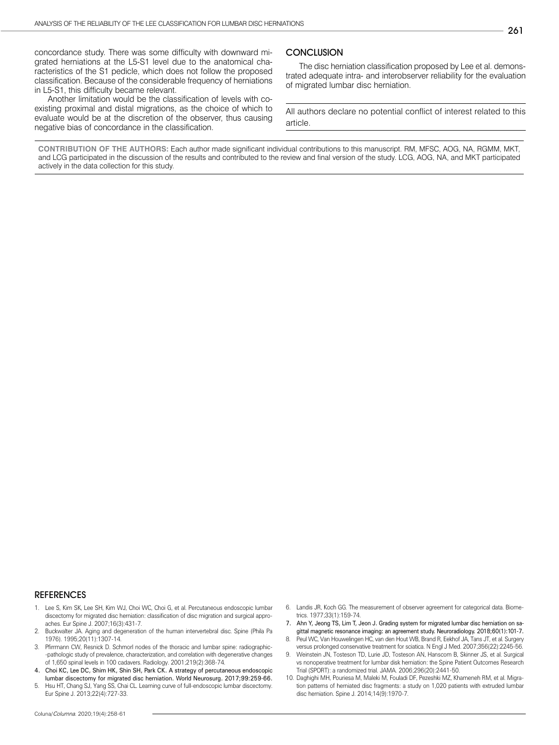concordance study. There was some difficulty with downward migrated herniations at the L5-S1 level due to the anatomical characteristics of the S1 pedicle, which does not follow the proposed classification. Because of the considerable frequency of herniations in L5-S1, this difficulty became relevant.

Another limitation would be the classification of levels with coexisting proximal and distal migrations, as the choice of which to evaluate would be at the discretion of the observer, thus causing negative bias of concordance in the classification.

## CONCLUSION

The disc herniation classification proposed by Lee et al. demonstrated adequate intra- and interobserver reliability for the evaluation of migrated lumbar disc herniation.

All authors declare no potential conflict of interest related to this article.

**CONTRIBUTION OF THE AUTHORS:** Each author made significant individual contributions to this manuscript. RM, MFSC, AOG, NA, RGMM, MKT, and LCG participated in the discussion of the results and contributed to the review and final version of the study. LCG, AOG, NA, and MKT participated actively in the data collection for this study.

## REFERENCES

1. Lee S, Kim SK, Lee SH, Kim WJ, Choi WC, Choi G, et al. Percutaneous endoscopic lumbar discectomy for migrated disc herniation: classification of disc migration and surgical approaches. Eur Spine J. 2007;16(3):431-7.
2. Buckwalter JA. Aging and degeneration of the human intervertebral disc. Spine (Phila Pa 1976). 1995;20(11):1307-14.
3. Pfirrmann CW, Resnick D. Schmorl nodes of the thoracic and lumbar spine: radiographic-pathologic study of prevalence, characterization, and correlation with degenerative changes of 1,650 spinal levels in 100 cadavers. Radiology. 2001;219(2):368-74.
4. Choi KC, Lee DC, Shim HK, Shin SH, Park CK. A strategy of percutaneous endoscopic lumbar discectomy for migrated disc herniation. World Neurosurg. 2017;99:259-66.
5. Hsu HT, Chang SJ, Yang SS, Chai CL. Learning curve of full-endoscopic lumbar discectomy. Eur Spine J. 2013;22(4):727-33.
6. Landis JR, Koch GG. The measurement of observer agreement for categorical data. Biometrics. 1977;33(1):159-74.
7. Ahn Y, Jeong TS, Lim T, Jeon J. Grading system for migrated lumbar disc herniation on sagittal magnetic resonance imaging: an agreement study. Neuroradiology. 2018;60(1):101-7.
8. Peul WC, Van Houwelingen HC, van den Hout WB, Brand R, Eekhof JA, Tans JT, et al. Surgery versus prolonged conservative treatment for sciatica. N Engl J Med. 2007;356(22):2245-56.
9. Weinstein JN, Tosteson TD, Lurie JD, Tosteson AN, Hanscom B, Skinner JS, et al. Surgical vs nonoperative treatment for lumbar disk herniation: the Spine Patient Outcomes Research Trial (SPORT): a randomized trial. JAMA. 2006;296(20):2441-50.
10. Daghighi MH, Pouriesa M, Maleki M, Fouladi DF, Pezeshki MZ, Khameneh RM, et al. Migration patterns of herniated disc fragments: a study on 1,020 patients with extruded lumbar disc herniation. Spine J. 2014;14(9):1970-7.